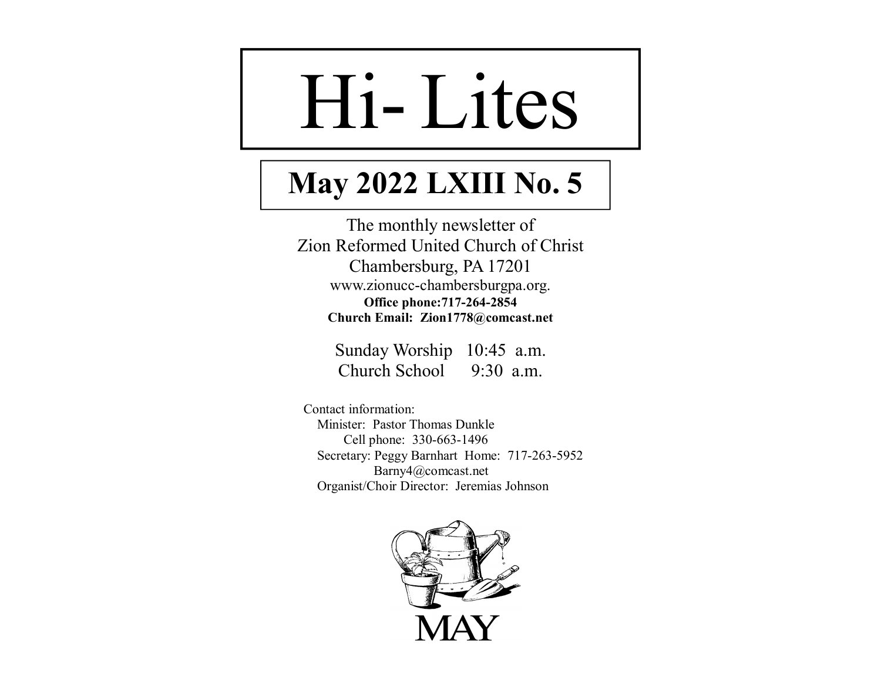# Hi- Lites

## May 2022 LXIII No. 5

The monthly newsletter of
Zion Reformed United Church of Christ
Chambersburg, PA 17201
www.zionucc-chambersburgpa.org.
**Office phone:717-264-2854**
**Church Email: Zion1778@comcast.net**

Sunday Worship 10:45 a.m.
Church School 9:30 a.m.

Contact information:
Minister: Pastor Thomas Dunkle
Cell phone: 330-663-1496
Secretary: Peggy Barnhart Home: 717-263-5952
Barny4@comcast.net
Organist/Choir Director: Jeremias Johnson

MAY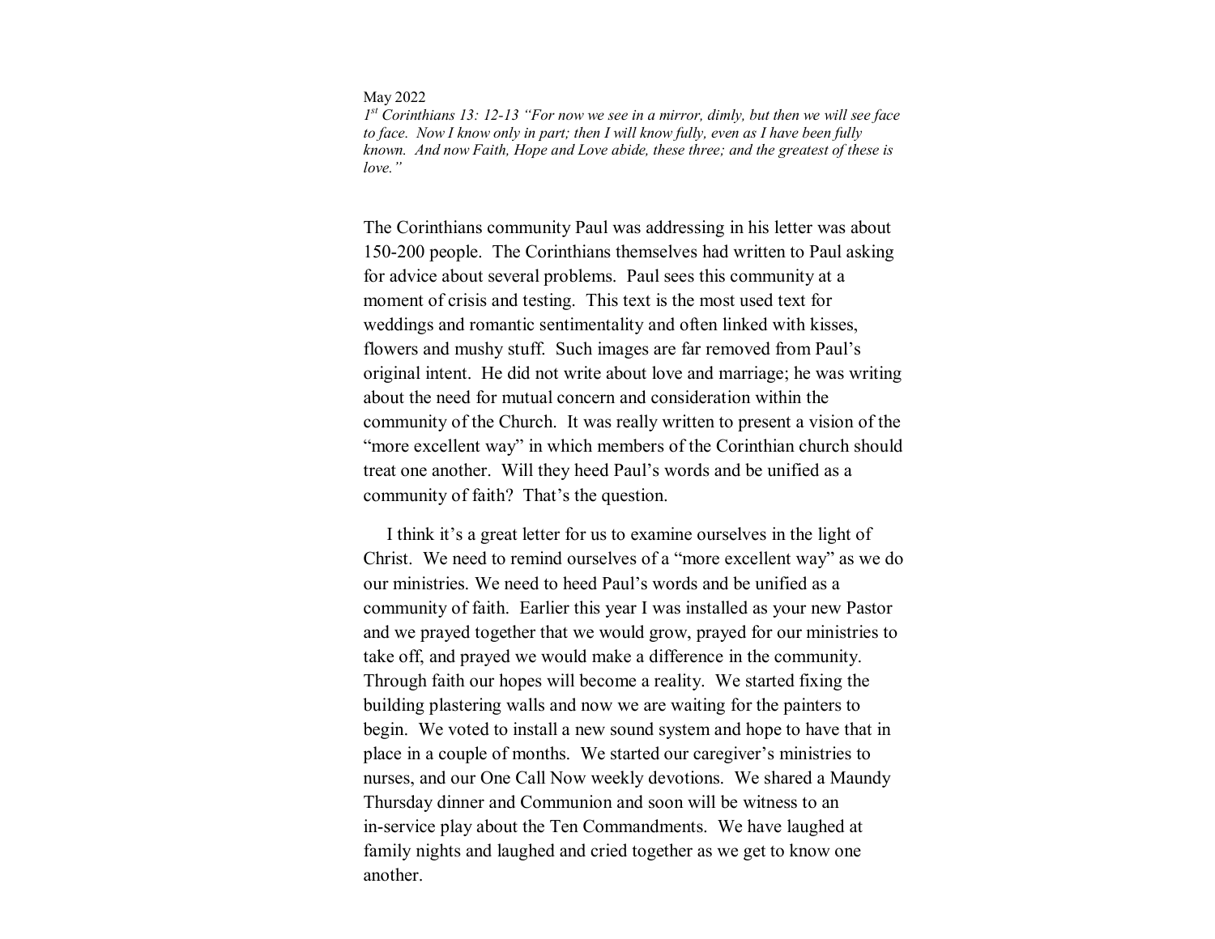May 2022

*1st Corinthians 13: 12-13 "For now we see in a mirror, dimly, but then we will see face to face. Now I know only in part; then I will know fully, even as I have been fully known. And now Faith, Hope and Love abide, these three; and the greatest of these is love."*

The Corinthians community Paul was addressing in his letter was about 150-200 people. The Corinthians themselves had written to Paul asking for advice about several problems. Paul sees this community at a moment of crisis and testing. This text is the most used text for weddings and romantic sentimentality and often linked with kisses, flowers and mushy stuff. Such images are far removed from Paul's original intent. He did not write about love and marriage; he was writing about the need for mutual concern and consideration within the community of the Church. It was really written to present a vision of the "more excellent way" in which members of the Corinthian church should treat one another. Will they heed Paul's words and be unified as a community of faith? That's the question.

I think it's a great letter for us to examine ourselves in the light of Christ. We need to remind ourselves of a "more excellent way" as we do our ministries. We need to heed Paul's words and be unified as a community of faith. Earlier this year I was installed as your new Pastor and we prayed together that we would grow, prayed for our ministries to take off, and prayed we would make a difference in the community. Through faith our hopes will become a reality. We started fixing the building plastering walls and now we are waiting for the painters to begin. We voted to install a new sound system and hope to have that in place in a couple of months. We started our caregiver's ministries to nurses, and our One Call Now weekly devotions. We shared a Maundy Thursday dinner and Communion and soon will be witness to an in-service play about the Ten Commandments. We have laughed at family nights and laughed and cried together as we get to know one another.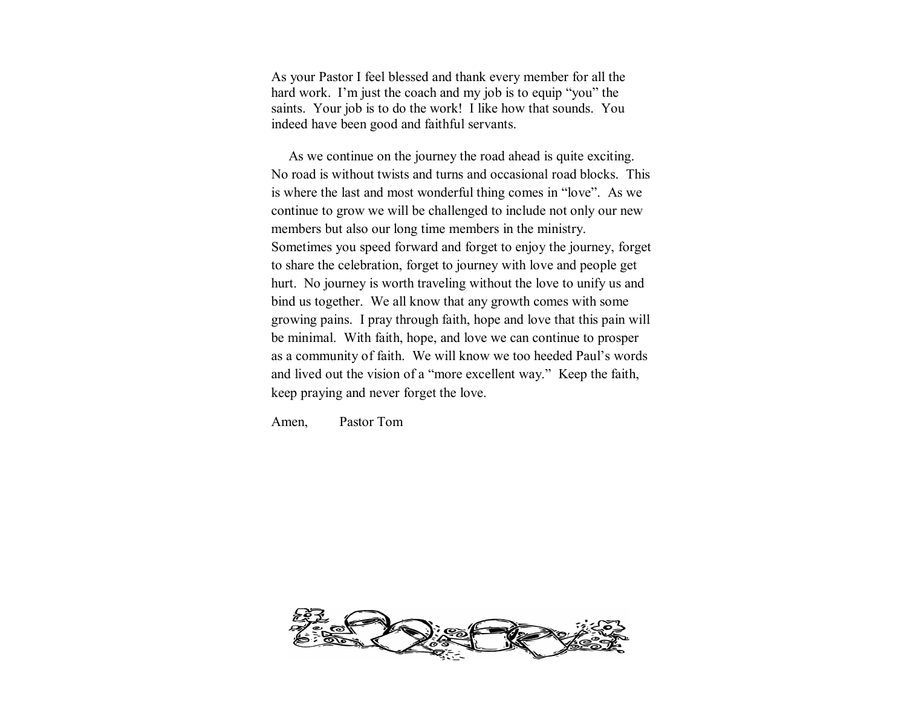As your Pastor I feel blessed and thank every member for all the hard work. I'm just the coach and my job is to equip "you" the saints. Your job is to do the work! I like how that sounds. You indeed have been good and faithful servants.

As we continue on the journey the road ahead is quite exciting. No road is without twists and turns and occasional road blocks. This is where the last and most wonderful thing comes in "love". As we continue to grow we will be challenged to include not only our new members but also our long time members in the ministry. Sometimes you speed forward and forget to enjoy the journey, forget to share the celebration, forget to journey with love and people get hurt. No journey is worth traveling without the love to unify us and bind us together. We all know that any growth comes with some growing pains. I pray through faith, hope and love that this pain will be minimal. With faith, hope, and love we can continue to prosper as a community of faith. We will know we too heeded Paul's words and lived out the vision of a "more excellent way." Keep the faith, keep praying and never forget the love.

Amen, Pastor Tom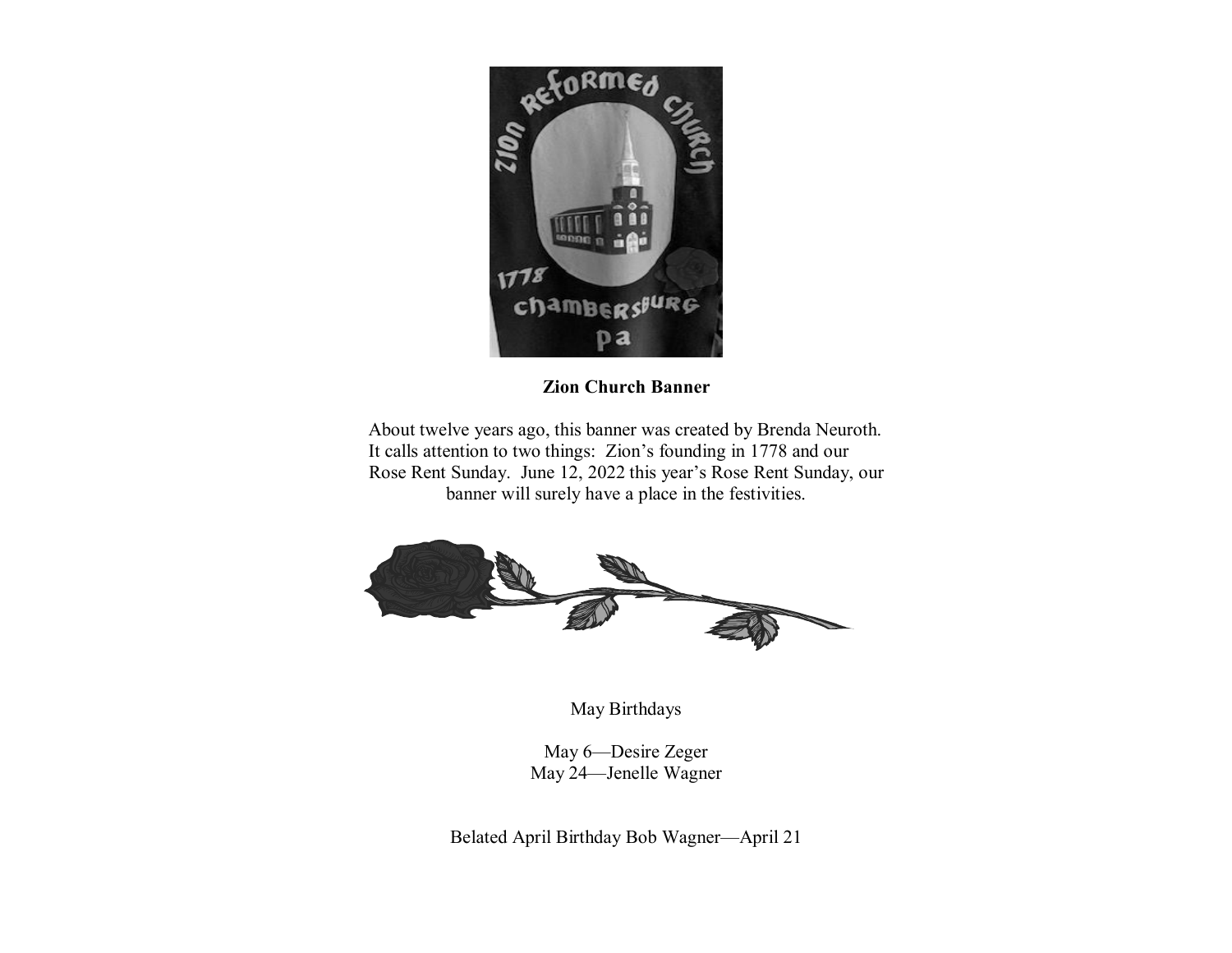**Zion Church Banner**

About twelve years ago, this banner was created by Brenda Neuroth. It calls attention to two things: Zion's founding in 1778 and our Rose Rent Sunday. June 12, 2022 this year's Rose Rent Sunday, our banner will surely have a place in the festivities.

May Birthdays

May 6—Desire Zeger
May 24—Jenelle Wagner

Belated April Birthday Bob Wagner—April 21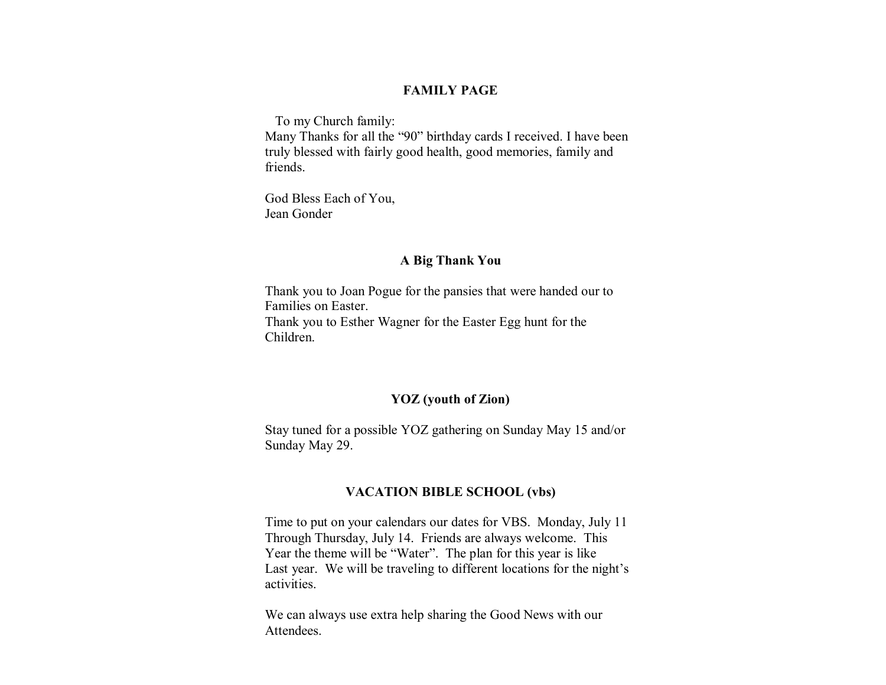## FAMILY PAGE

To my Church family:
Many Thanks for all the "90" birthday cards I received. I have been truly blessed with fairly good health, good memories, family and friends.

God Bless Each of You,
Jean Gonder

## A Big Thank You

Thank you to Joan Pogue for the pansies that were handed our to Families on Easter.
Thank you to Esther Wagner for the Easter Egg hunt for the Children.

## YOZ (youth of Zion)

Stay tuned for a possible YOZ gathering on Sunday May 15 and/or Sunday May 29.

## VACATION BIBLE SCHOOL (vbs)

Time to put on your calendars our dates for VBS. Monday, July 11 Through Thursday, July 14. Friends are always welcome. This Year the theme will be "Water". The plan for this year is like Last year. We will be traveling to different locations for the night's activities.

We can always use extra help sharing the Good News with our Attendees.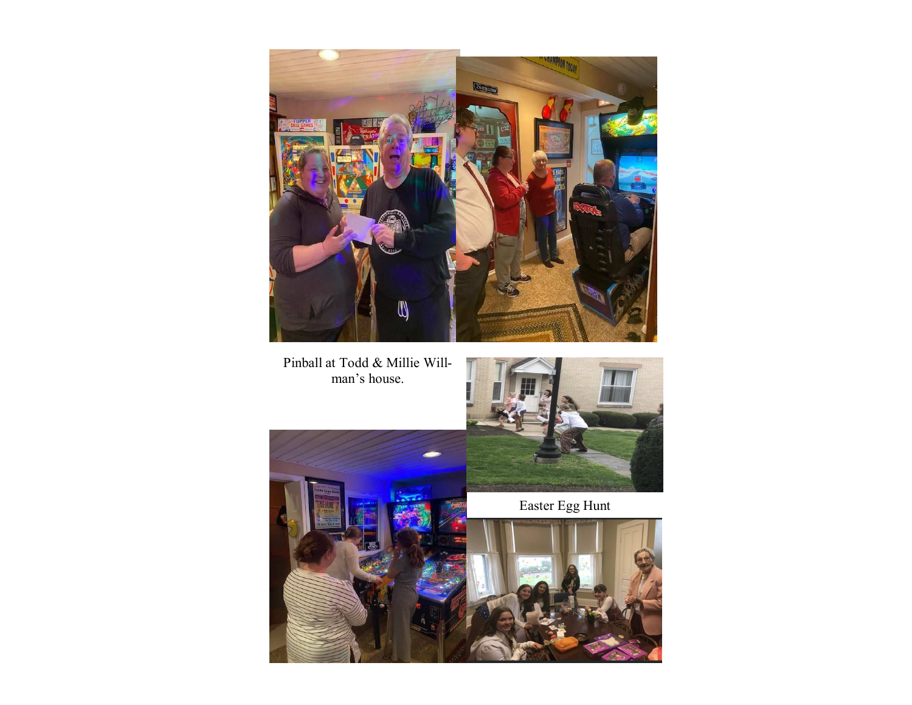Pinball at Todd & Millie Willman's house.

Easter Egg Hunt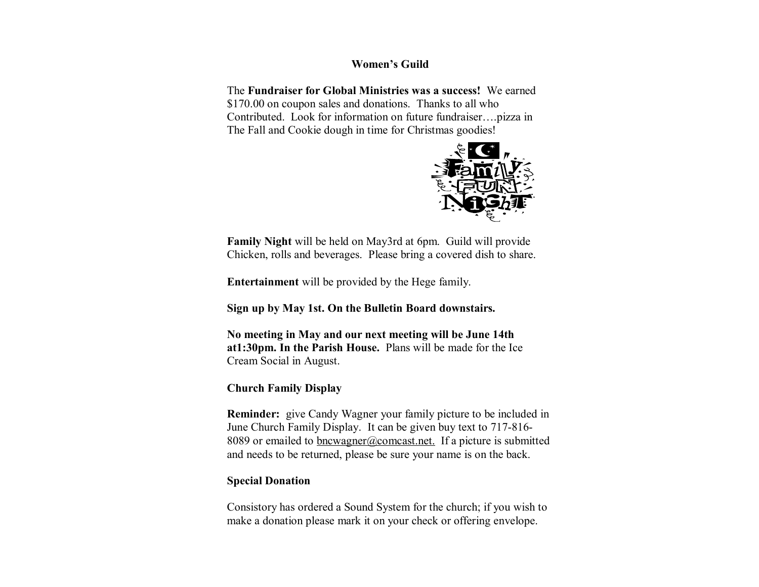## Women's Guild

The **Fundraiser for Global Ministries was a success!** We earned $170.00 on coupon sales and donations. Thanks to all who Contributed. Look for information on future fundraiser….pizza in The Fall and Cookie dough in time for Christmas goodies!

**Family Night** will be held on May3rd at 6pm. Guild will provide Chicken, rolls and beverages. Please bring a covered dish to share.

**Entertainment** will be provided by the Hege family.

**Sign up by May 1st. On the Bulletin Board downstairs.**

**No meeting in May and our next meeting will be June 14th at1:30pm. In the Parish House.** Plans will be made for the Ice Cream Social in August.

**Church Family Display**

**Reminder:** give Candy Wagner your family picture to be included in June Church Family Display. It can be given buy text to 717-816-8089 or emailed to bncwagner@comcast.net. If a picture is submitted and needs to be returned, please be sure your name is on the back.

**Special Donation**

Consistory has ordered a Sound System for the church; if you wish to make a donation please mark it on your check or offering envelope.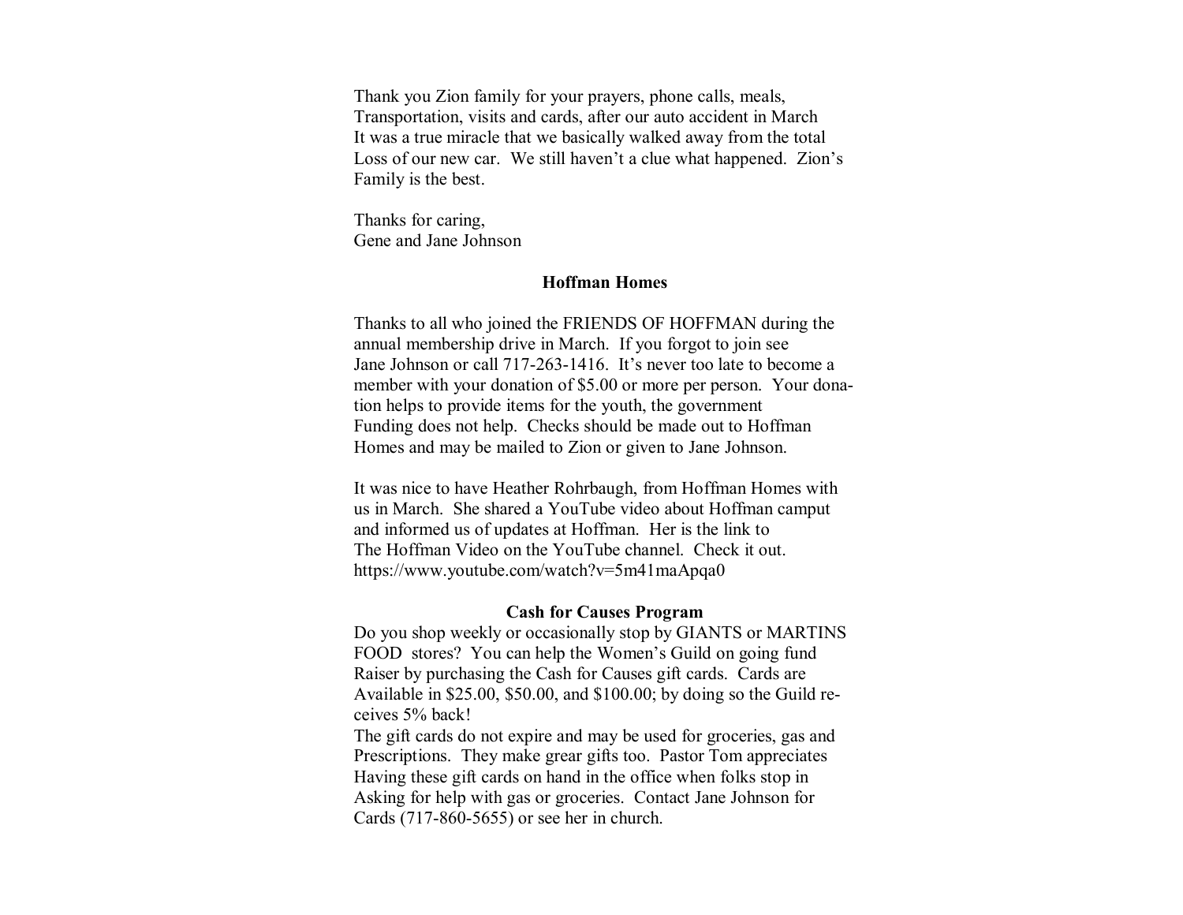Thank you Zion family for your prayers, phone calls, meals, Transportation, visits and cards, after our auto accident in March It was a true miracle that we basically walked away from the total Loss of our new car. We still haven't a clue what happened. Zion's Family is the best.

Thanks for caring,
Gene and Jane Johnson

**Hoffman Homes**

Thanks to all who joined the FRIENDS OF HOFFMAN during the annual membership drive in March. If you forgot to join see Jane Johnson or call 717-263-1416. It's never too late to become a member with your donation of $5.00 or more per person. Your donation helps to provide items for the youth, the government Funding does not help. Checks should be made out to Hoffman Homes and may be mailed to Zion or given to Jane Johnson.

It was nice to have Heather Rohrbaugh, from Hoffman Homes with us in March. She shared a YouTube video about Hoffman camput and informed us of updates at Hoffman. Her is the link to The Hoffman Video on the YouTube channel. Check it out. https://www.youtube.com/watch?v=5m41maApqa0

**Cash for Causes Program**

Do you shop weekly or occasionally stop by GIANTS or MARTINS FOOD stores? You can help the Women's Guild on going fund Raiser by purchasing the Cash for Causes gift cards. Cards are Available in $25.00, $50.00, and $100.00; by doing so the Guild receives 5% back!

The gift cards do not expire and may be used for groceries, gas and Prescriptions. They make grear gifts too. Pastor Tom appreciates Having these gift cards on hand in the office when folks stop in Asking for help with gas or groceries. Contact Jane Johnson for Cards (717-860-5655) or see her in church.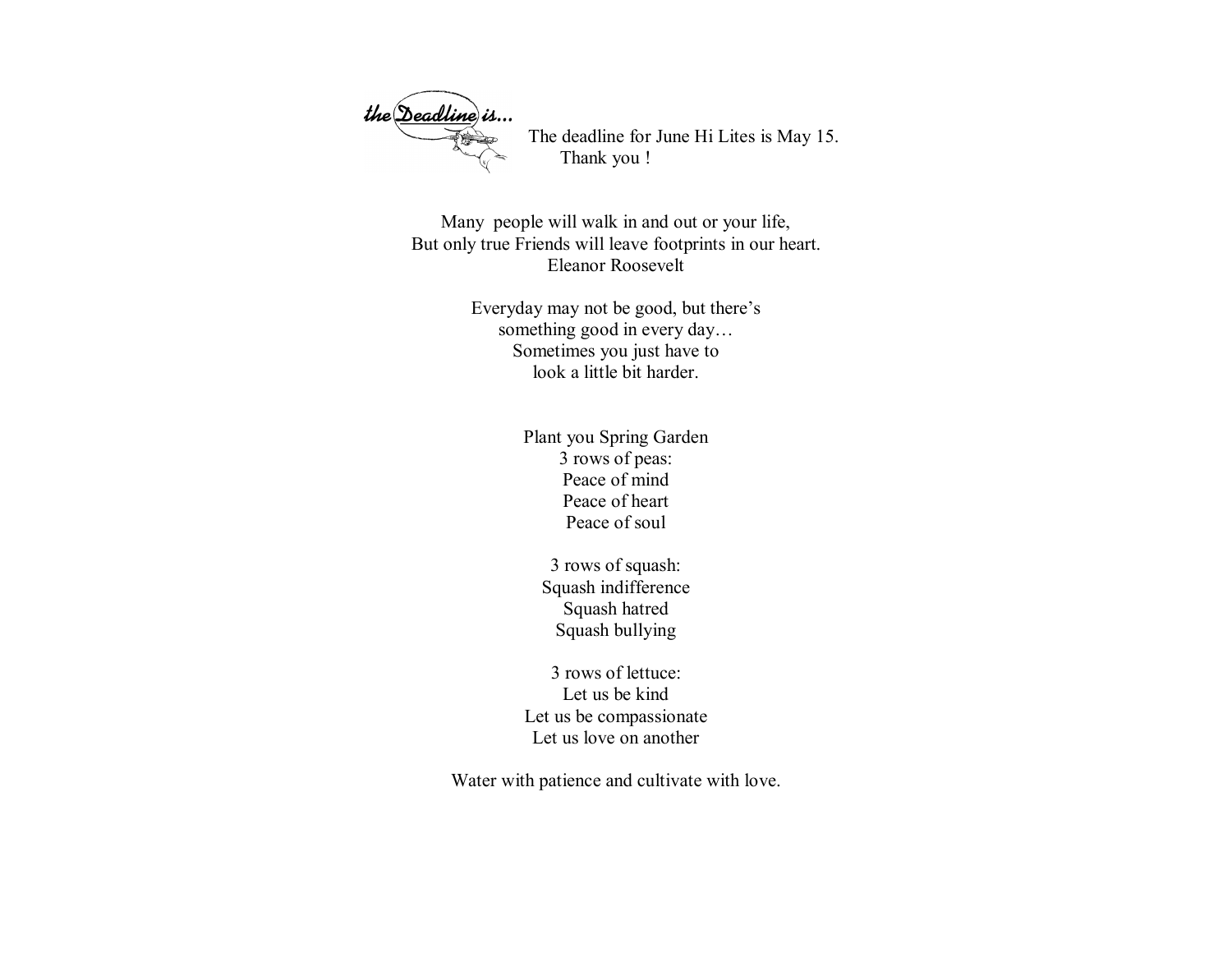the Deadline is...

The deadline for June Hi Lites is May 15.
Thank you !

Many people will walk in and out or your life,
But only true Friends will leave footprints in our heart.
Eleanor Roosevelt

Everyday may not be good, but there's
something good in every day…
Sometimes you just have to
look a little bit harder.

Plant you Spring Garden
3 rows of peas:
Peace of mind
Peace of heart
Peace of soul

3 rows of squash:
Squash indifference
Squash hatred
Squash bullying

3 rows of lettuce:
Let us be kind
Let us be compassionate
Let us love on another

Water with patience and cultivate with love.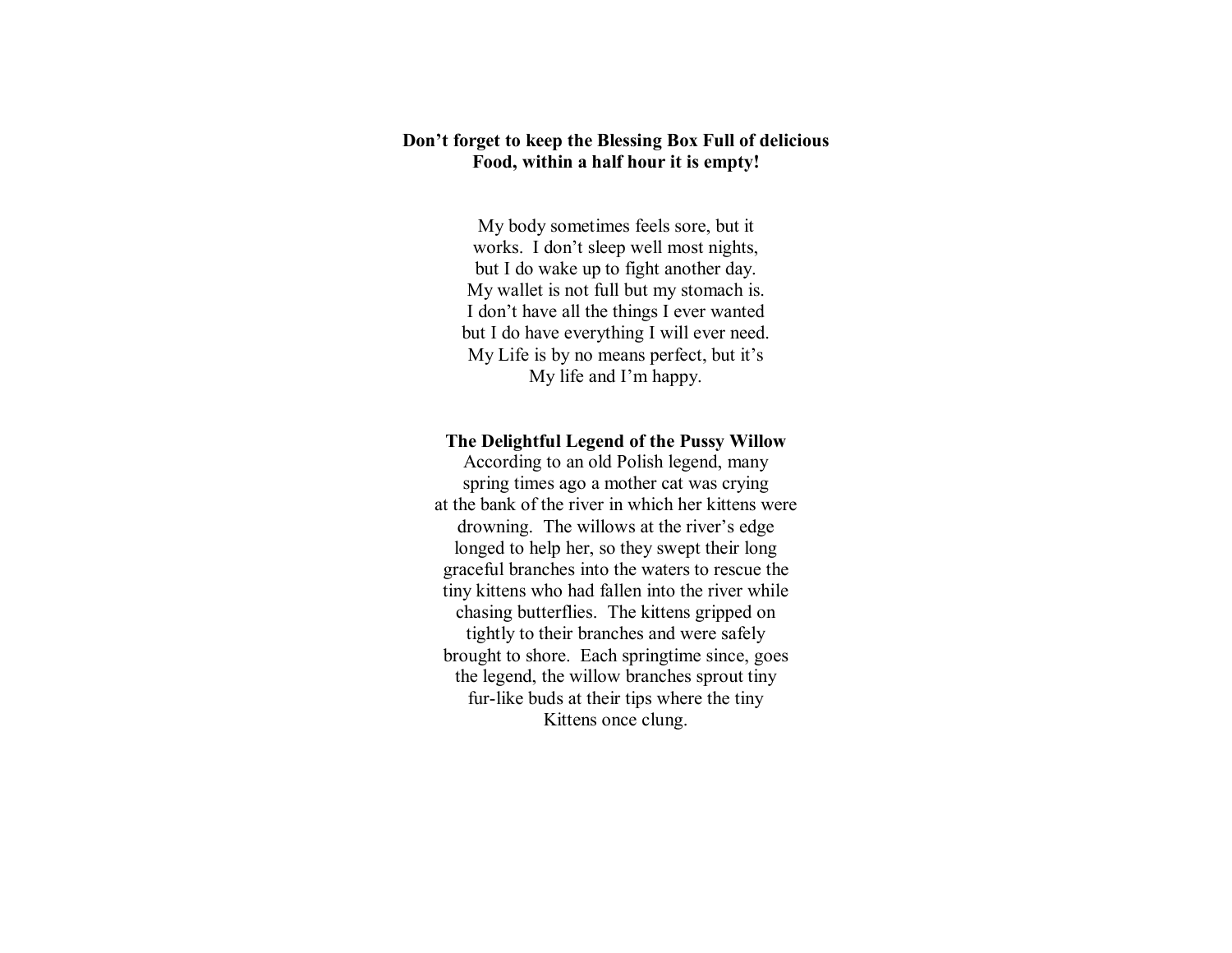**Don't forget to keep the Blessing Box Full of delicious Food, within a half hour it is empty!**

My body sometimes feels sore, but it works. I don't sleep well most nights, but I do wake up to fight another day. My wallet is not full but my stomach is. I don't have all the things I ever wanted but I do have everything I will ever need. My Life is by no means perfect, but it's My life and I'm happy.

**The Delightful Legend of the Pussy Willow**

According to an old Polish legend, many spring times ago a mother cat was crying at the bank of the river in which her kittens were drowning. The willows at the river's edge longed to help her, so they swept their long graceful branches into the waters to rescue the tiny kittens who had fallen into the river while chasing butterflies. The kittens gripped on tightly to their branches and were safely brought to shore. Each springtime since, goes the legend, the willow branches sprout tiny fur-like buds at their tips where the tiny Kittens once clung.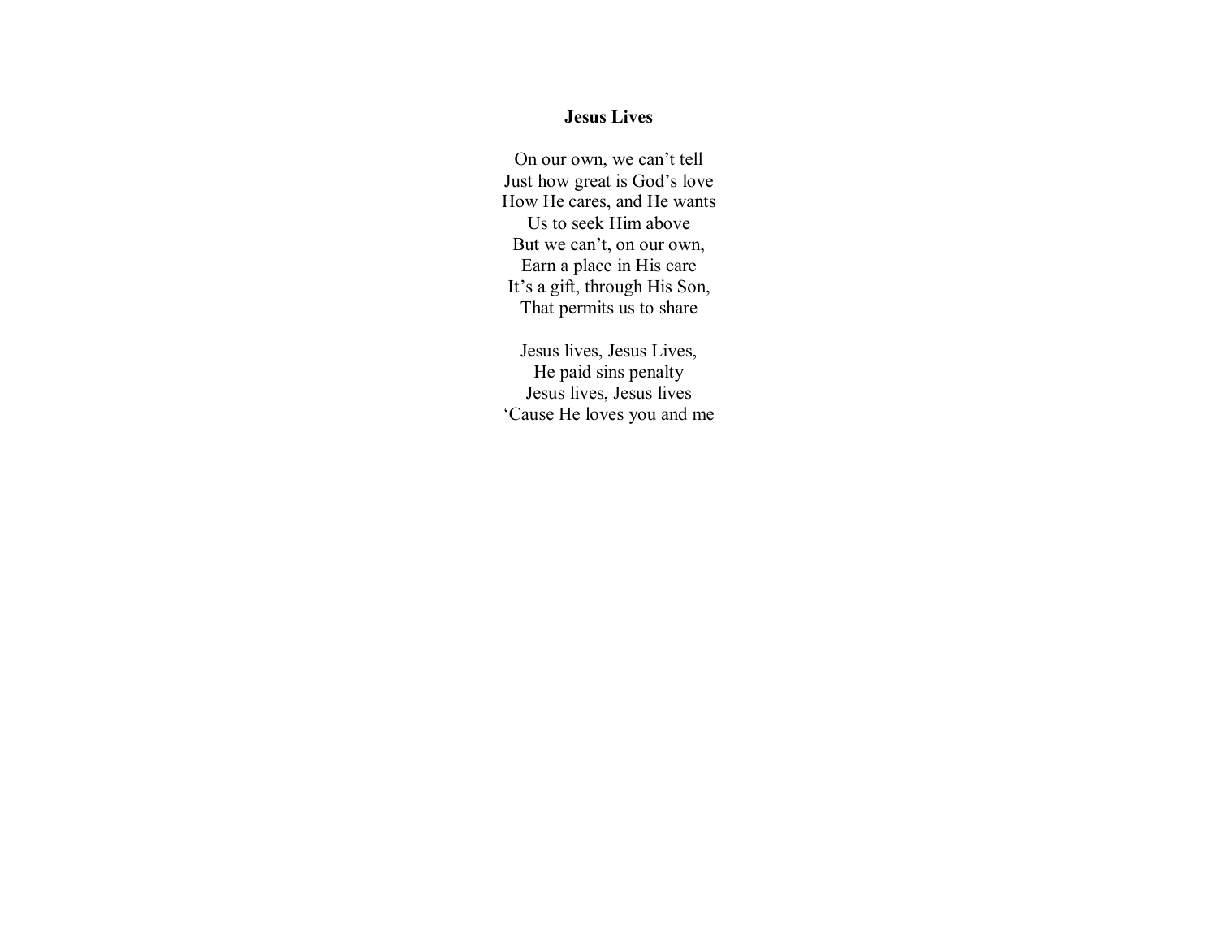**Jesus Lives**

On our own, we can't tell  
Just how great is God's love  
How He cares, and He wants  
Us to seek Him above  
But we can't, on our own,  
Earn a place in His care  
It's a gift, through His Son,  
That permits us to share

Jesus lives, Jesus Lives,  
He paid sins penalty  
Jesus lives, Jesus lives  
'Cause He loves you and me